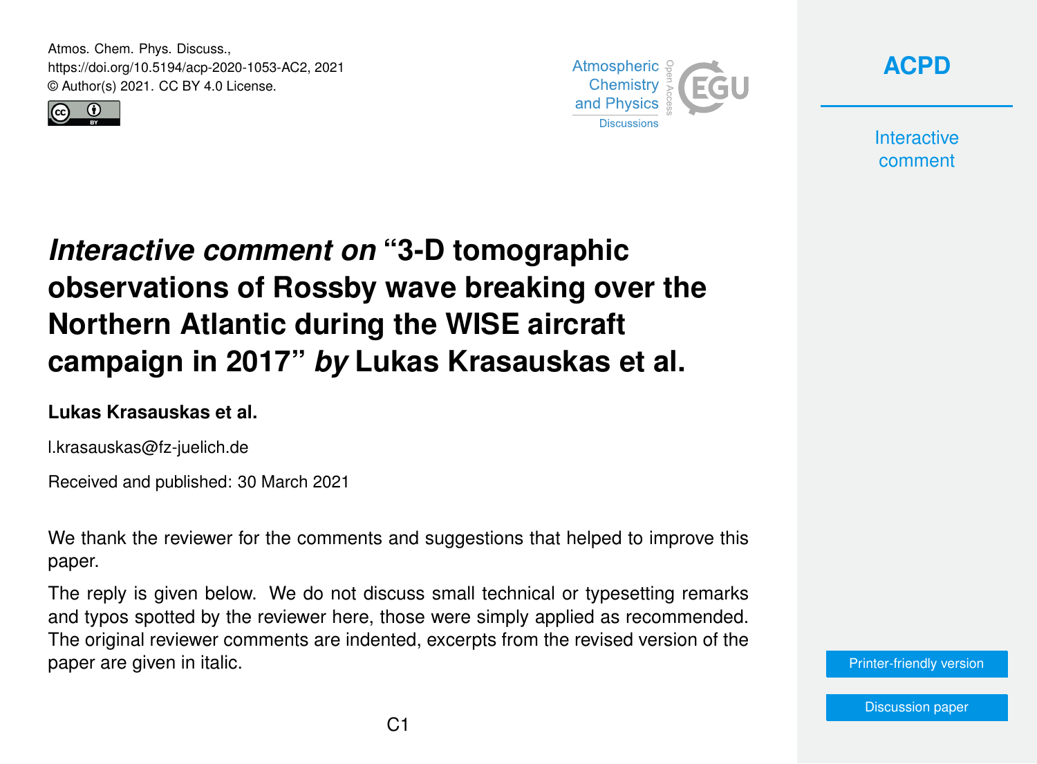Atmos. Chem. Phys. Discuss.,
https://doi.org/10.5194/acp-2020-1053-AC2, 2021
© Author(s) 2021. CC BY 4.0 License.

# *Interactive comment on* "3-D tomographic observations of Rossby wave breaking over the Northern Atlantic during the WISE aircraft campaign in 2017" *by* Lukas Krasauskas et al.

**Lukas Krasauskas et al.**

l.krasauskas@fz-juelich.de

Received and published: 30 March 2021

We thank the reviewer for the comments and suggestions that helped to improve this paper.

The reply is given below. We do not discuss small technical or typesetting remarks and typos spotted by the reviewer here, those were simply applied as recommended. The original reviewer comments are indented, excerpts from the revised version of the paper are given in italic.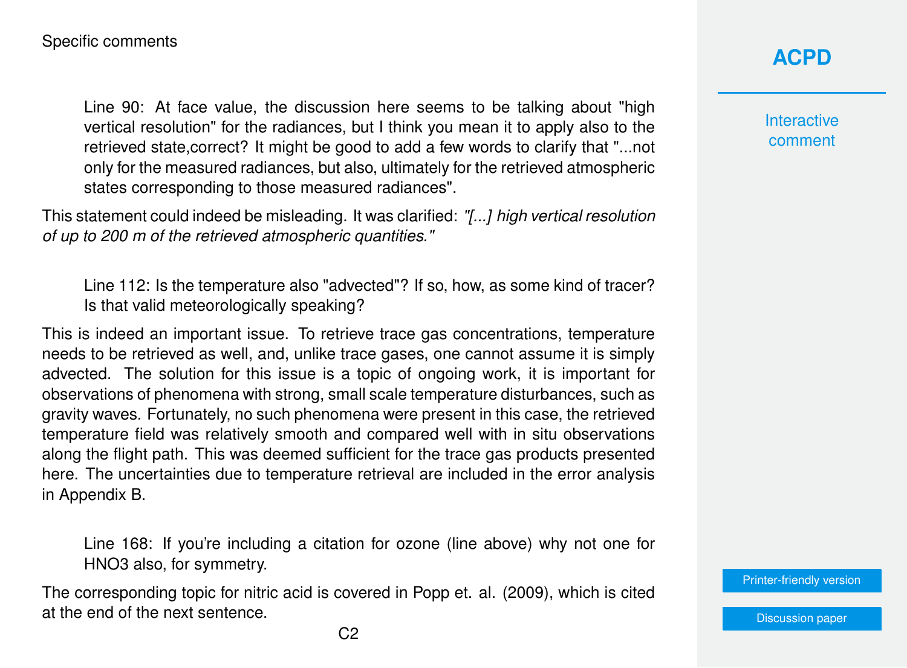Specific comments

> Line 90: At face value, the discussion here seems to be talking about "high vertical resolution" for the radiances, but I think you mean it to apply also to the retrieved state,correct? It might be good to add a few words to clarify that "...not only for the measured radiances, but also, ultimately for the retrieved atmospheric states corresponding to those measured radiances".

This statement could indeed be misleading. It was clarified: *"[...] high vertical resolution of up to 200 m of the retrieved atmospheric quantities."*

> Line 112: Is the temperature also "advected"? If so, how, as some kind of tracer? Is that valid meteorologically speaking?

This is indeed an important issue. To retrieve trace gas concentrations, temperature needs to be retrieved as well, and, unlike trace gases, one cannot assume it is simply advected. The solution for this issue is a topic of ongoing work, it is important for observations of phenomena with strong, small scale temperature disturbances, such as gravity waves. Fortunately, no such phenomena were present in this case, the retrieved temperature field was relatively smooth and compared well with in situ observations along the flight path. This was deemed sufficient for the trace gas products presented here. The uncertainties due to temperature retrieval are included in the error analysis in Appendix B.

> Line 168: If you're including a citation for ozone (line above) why not one for HNO3 also, for symmetry.

The corresponding topic for nitric acid is covered in Popp et. al. (2009), which is cited at the end of the next sentence.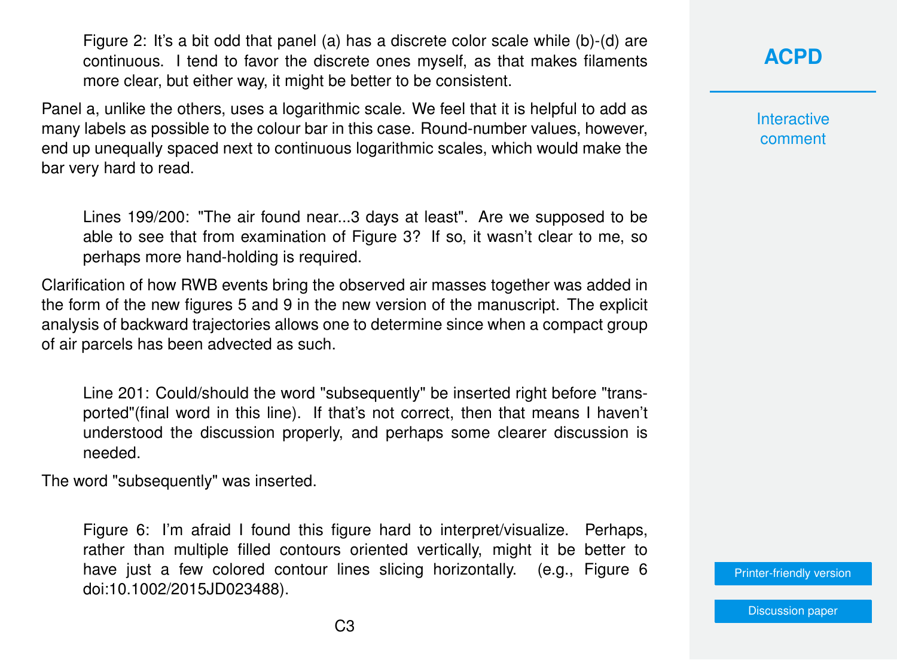> Figure 2: It's a bit odd that panel (a) has a discrete color scale while (b)-(d) are continuous. I tend to favor the discrete ones myself, as that makes filaments more clear, but either way, it might be better to be consistent.

Panel a, unlike the others, uses a logarithmic scale. We feel that it is helpful to add as many labels as possible to the colour bar in this case. Round-number values, however, end up unequally spaced next to continuous logarithmic scales, which would make the bar very hard to read.

> Lines 199/200: "The air found near...3 days at least". Are we supposed to be able to see that from examination of Figure 3? If so, it wasn't clear to me, so perhaps more hand-holding is required.

Clarification of how RWB events bring the observed air masses together was added in the form of the new figures 5 and 9 in the new version of the manuscript. The explicit analysis of backward trajectories allows one to determine since when a compact group of air parcels has been advected as such.

> Line 201: Could/should the word "subsequently" be inserted right before "transported"(final word in this line). If that's not correct, then that means I haven't understood the discussion properly, and perhaps some clearer discussion is needed.

The word "subsequently" was inserted.

> Figure 6: I'm afraid I found this figure hard to interpret/visualize. Perhaps, rather than multiple filled contours oriented vertically, might it be better to have just a few colored contour lines slicing horizontally. (e.g., Figure 6 doi:10.1002/2015JD023488).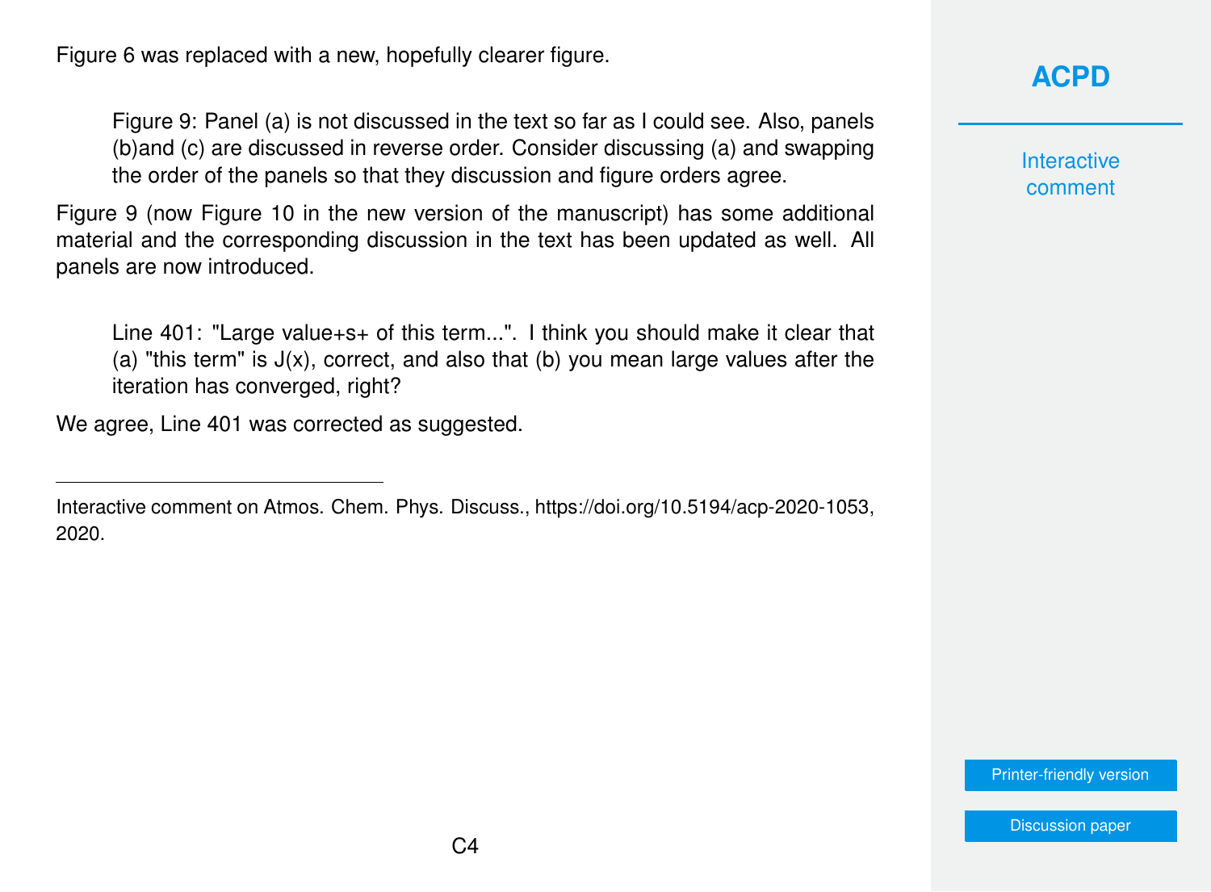Figure 6 was replaced with a new, hopefully clearer figure.

> Figure 9: Panel (a) is not discussed in the text so far as I could see. Also, panels (b)and (c) are discussed in reverse order. Consider discussing (a) and swapping the order of the panels so that they discussion and figure orders agree.

Figure 9 (now Figure 10 in the new version of the manuscript) has some additional material and the corresponding discussion in the text has been updated as well. All panels are now introduced.

> Line 401: "Large value+s+ of this term...". I think you should make it clear that (a) "this term" is J(x), correct, and also that (b) you mean large values after the iteration has converged, right?

We agree, Line 401 was corrected as suggested.

---

Interactive comment on Atmos. Chem. Phys. Discuss., https://doi.org/10.5194/acp-2020-1053, 2020.